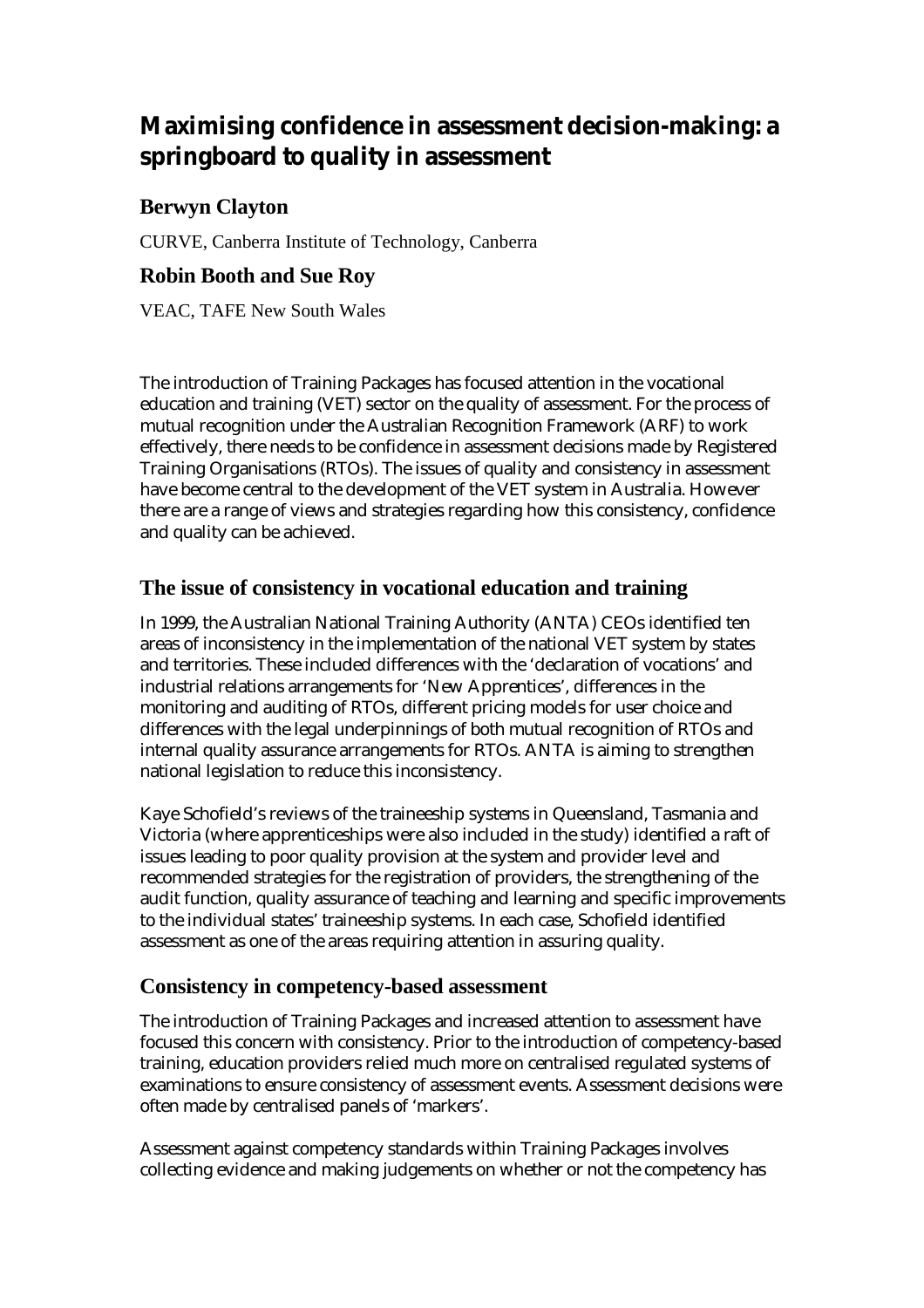# Maximising confidence in assessment decision-making: a springboard to quality in assessment

## Berwyn Clayton

CURVE, Canberra Institute of Technology, Canberra

## Robin Booth and Sue Roy

VEAC, TAFE New South Wales

The introduction of Training Packages has focused attention in the vocational education and training (VET) sector on the quality of assessment. For the process of mutual recognition under the Australian Recognition Framework (ARF) to work effectively, there needs to be confidence in assessment decisions made by Registered Training Organisations (RTOs). The issues of quality and consistency in assessment have become central to the development of the VET system in Australia. However there are a range of views and strategies regarding how this consistency, confidence and quality can be achieved.

## The issue of consistency in vocational education and training

In 1999, the Australian National Training Authority (ANTA) CEOs identified ten areas of inconsistency in the implementation of the national VET system by states and territories. These included differences with the 'declaration of vocations' and industrial relations arrangements for 'New Apprentices', differences in the monitoring and auditing of RTOs, different pricing models for user choice and differences with the legal underpinnings of both mutual recognition of RTOs and internal quality assurance arrangements for RTOs. ANTA is aiming to strengthen national legislation to reduce this inconsistency.

Kaye Schofield's reviews of the traineeship systems in Queensland, Tasmania and Victoria (where apprenticeships were also included in the study) identified a raft of issues leading to poor quality provision at the system and provider level and recommended strategies for the registration of providers, the strengthening of the audit function, quality assurance of teaching and learning and specific improvements to the individual states' traineeship systems. In each case, Schofield identified assessment as one of the areas requiring attention in assuring quality.

## Consistency in competency-based assessment

The introduction of Training Packages and increased attention to assessment have focused this concern with consistency. Prior to the introduction of competency-based training, education providers relied much more on centralised regulated systems of examinations to ensure consistency of assessment events. Assessment decisions were often made by centralised panels of 'markers'.

Assessment against competency standards within Training Packages involves collecting evidence and making judgements on whether or not the competency has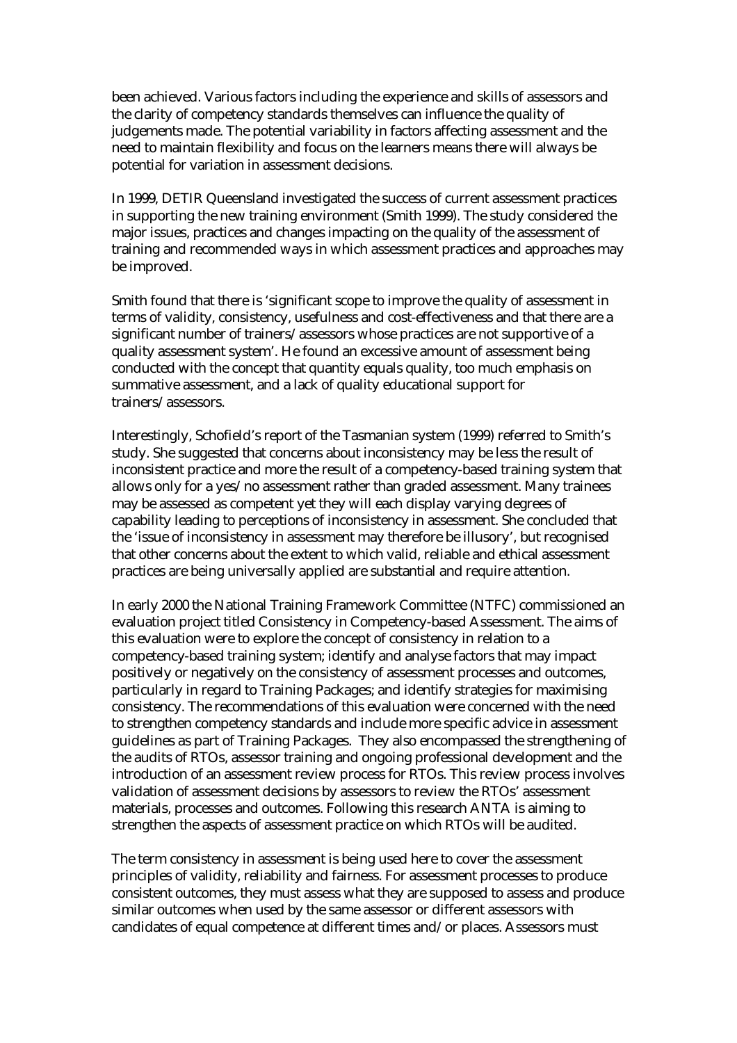been achieved. Various factors including the experience and skills of assessors and the clarity of competency standards themselves can influence the quality of judgements made. The potential variability in factors affecting assessment and the need to maintain flexibility and focus on the learners means there will always be potential for variation in assessment decisions.

In 1999, DETIR Queensland investigated the success of current assessment practices in supporting the new training environment (Smith 1999). The study considered the major issues, practices and changes impacting on the quality of the assessment of training and recommended ways in which assessment practices and approaches may be improved.

Smith found that there is 'significant scope to improve the quality of assessment in terms of validity, consistency, usefulness and cost-effectiveness and that there are a significant number of trainers/assessors whose practices are not supportive of a quality assessment system'. He found an excessive amount of assessment being conducted with the concept that quantity equals quality, too much emphasis on summative assessment, and a lack of quality educational support for trainers/assessors.

Interestingly, Schofield's report of the Tasmanian system (1999) referred to Smith's study. She suggested that concerns about inconsistency may be less the result of inconsistent practice and more the result of a competency-based training system that allows only for a yes/no assessment rather than graded assessment. Many trainees may be assessed as competent yet they will each display varying degrees of capability leading to perceptions of inconsistency in assessment. She concluded that the 'issue of inconsistency in assessment may therefore be illusory', but recognised that other concerns about the extent to which valid, reliable and ethical assessment practices are being universally applied are substantial and require attention.

In early 2000 the National Training Framework Committee (NTFC) commissioned an evaluation project titled Consistency in Competency-based Assessment. The aims of this evaluation were to explore the concept of consistency in relation to a competency-based training system; identify and analyse factors that may impact positively or negatively on the consistency of assessment processes and outcomes, particularly in regard to Training Packages; and identify strategies for maximising consistency. The recommendations of this evaluation were concerned with the need to strengthen competency standards and include more specific advice in assessment guidelines as part of Training Packages. They also encompassed the strengthening of the audits of RTOs, assessor training and ongoing professional development and the introduction of an assessment review process for RTOs. This review process involves validation of assessment decisions by assessors to review the RTOs' assessment materials, processes and outcomes. Following this research ANTA is aiming to strengthen the aspects of assessment practice on which RTOs will be audited.

The term consistency in assessment is being used here to cover the assessment principles of validity, reliability and fairness. For assessment processes to produce consistent outcomes, they must assess what they are supposed to assess and produce similar outcomes when used by the same assessor or different assessors with candidates of equal competence at different times and/or places. Assessors must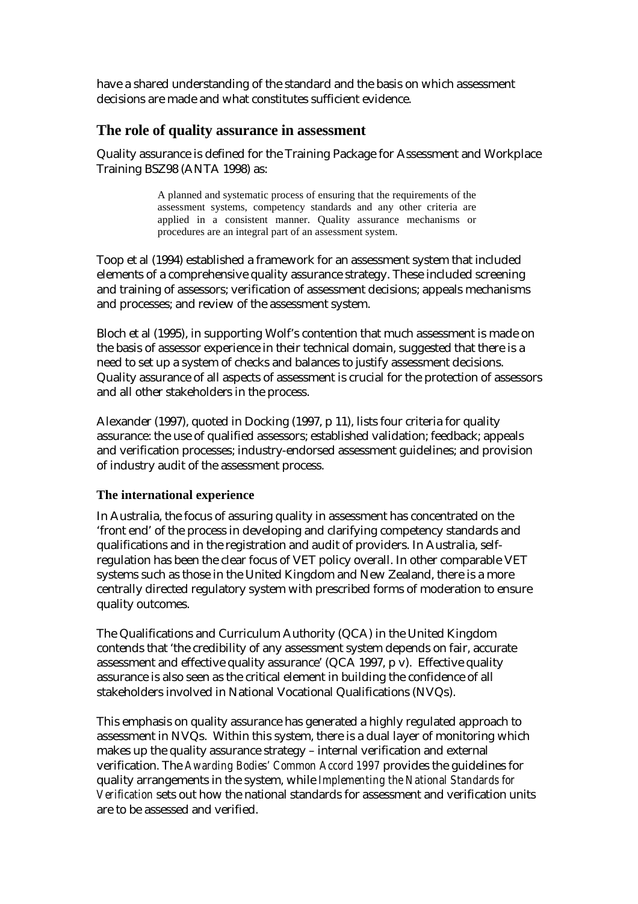have a shared understanding of the standard and the basis on which assessment decisions are made and what constitutes sufficient evidence.

## The role of quality assurance in assessment

Quality assurance is defined for the Training Package for Assessment and Workplace Training BSZ98 (ANTA 1998) as:

> A planned and systematic process of ensuring that the requirements of the assessment systems, competency standards and any other criteria are applied in a consistent manner. Quality assurance mechanisms or procedures are an integral part of an assessment system.

Toop et al (1994) established a framework for an assessment system that included elements of a comprehensive quality assurance strategy. These included screening and training of assessors; verification of assessment decisions; appeals mechanisms and processes; and review of the assessment system.

Bloch et al (1995), in supporting Wolf's contention that much assessment is made on the basis of assessor experience in their technical domain, suggested that there is a need to set up a system of checks and balances to justify assessment decisions. Quality assurance of all aspects of assessment is crucial for the protection of assessors and all other stakeholders in the process.

Alexander (1997), quoted in Docking (1997, p 11), lists four criteria for quality assurance: the use of qualified assessors; established validation; feedback; appeals and verification processes; industry-endorsed assessment guidelines; and provision of industry audit of the assessment process.

### The international experience

In Australia, the focus of assuring quality in assessment has concentrated on the 'front end' of the process in developing and clarifying competency standards and qualifications and in the registration and audit of providers. In Australia, self-regulation has been the clear focus of VET policy overall. In other comparable VET systems such as those in the United Kingdom and New Zealand, there is a more centrally directed regulatory system with prescribed forms of moderation to ensure quality outcomes.

The Qualifications and Curriculum Authority (QCA) in the United Kingdom contends that 'the credibility of any assessment system depends on fair, accurate assessment and effective quality assurance' (QCA 1997, p v). Effective quality assurance is also seen as the critical element in building the confidence of all stakeholders involved in National Vocational Qualifications (NVQs).

This emphasis on quality assurance has generated a highly regulated approach to assessment in NVQs. Within this system, there is a dual layer of monitoring which makes up the quality assurance strategy – internal verification and external verification. The *Awarding Bodies' Common Accord 1997* provides the guidelines for quality arrangements in the system, while *Implementing the National Standards for Verification* sets out how the national standards for assessment and verification units are to be assessed and verified.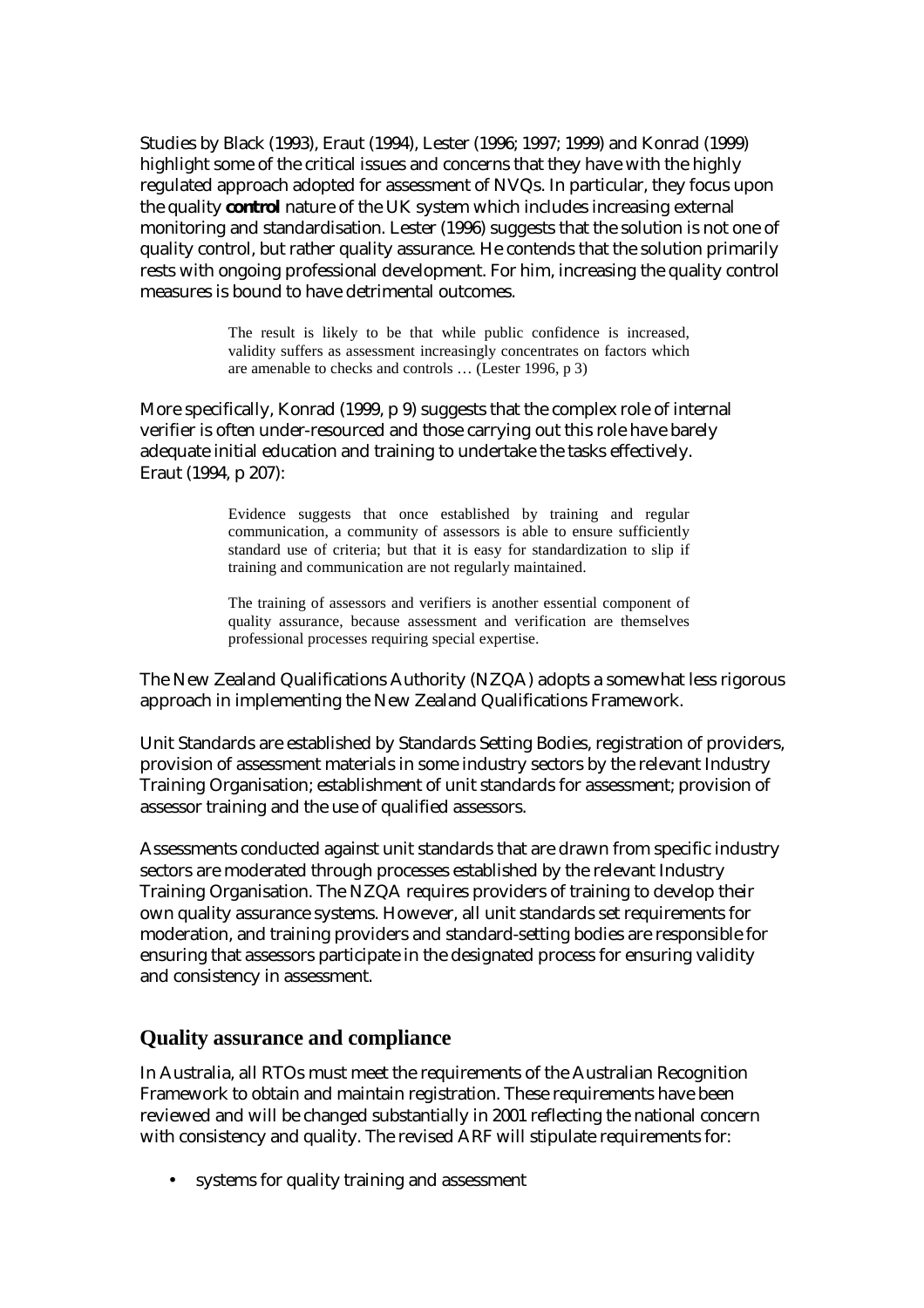Studies by Black (1993), Eraut (1994), Lester (1996; 1997; 1999) and Konrad (1999) highlight some of the critical issues and concerns that they have with the highly regulated approach adopted for assessment of NVQs. In particular, they focus upon the quality ***control*** nature of the UK system which includes increasing external monitoring and standardisation. Lester (1996) suggests that the solution is not one of quality control, but rather quality assurance. He contends that the solution primarily rests with ongoing professional development. For him, increasing the quality control measures is bound to have detrimental outcomes.

> The result is likely to be that while public confidence is increased, validity suffers as assessment increasingly concentrates on factors which are amenable to checks and controls … (Lester 1996, p 3)

More specifically, Konrad (1999, p 9) suggests that the complex role of internal verifier is often under-resourced and those carrying out this role have barely adequate initial education and training to undertake the tasks effectively. Eraut (1994, p 207):

> Evidence suggests that once established by training and regular communication, a community of assessors is able to ensure sufficiently standard use of criteria; but that it is easy for standardization to slip if training and communication are not regularly maintained.
>
> The training of assessors and verifiers is another essential component of quality assurance, because assessment and verification are themselves professional processes requiring special expertise.

The New Zealand Qualifications Authority (NZQA) adopts a somewhat less rigorous approach in implementing the New Zealand Qualifications Framework.

Unit Standards are established by Standards Setting Bodies, registration of providers, provision of assessment materials in some industry sectors by the relevant Industry Training Organisation; establishment of unit standards for assessment; provision of assessor training and the use of qualified assessors.

Assessments conducted against unit standards that are drawn from specific industry sectors are moderated through processes established by the relevant Industry Training Organisation. The NZQA requires providers of training to develop their own quality assurance systems. However, all unit standards set requirements for moderation, and training providers and standard-setting bodies are responsible for ensuring that assessors participate in the designated process for ensuring validity and consistency in assessment.

## Quality assurance and compliance

In Australia, all RTOs must meet the requirements of the Australian Recognition Framework to obtain and maintain registration. These requirements have been reviewed and will be changed substantially in 2001 reflecting the national concern with consistency and quality. The revised ARF will stipulate requirements for:

- systems for quality training and assessment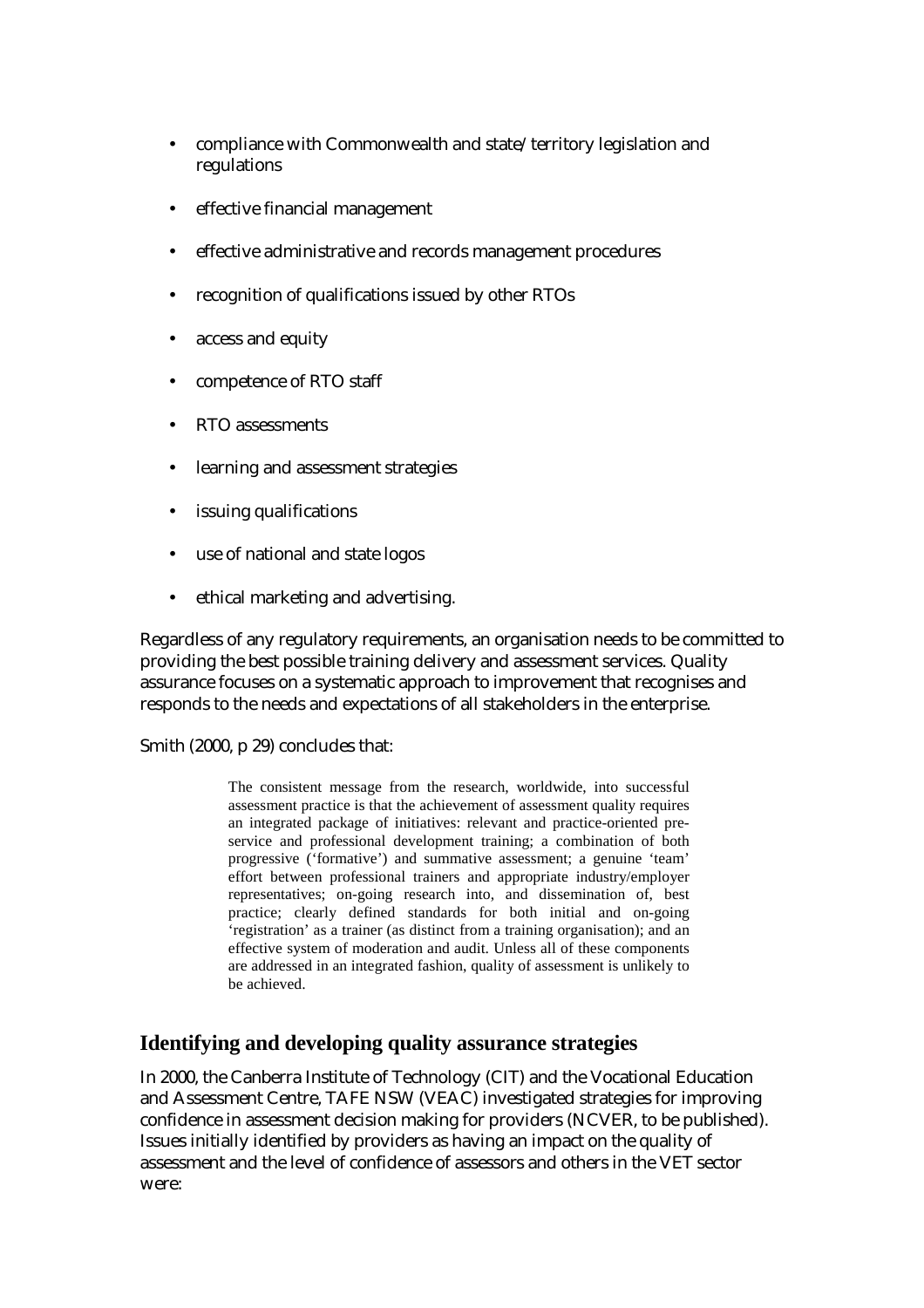- compliance with Commonwealth and state/territory legislation and regulations
- effective financial management
- effective administrative and records management procedures
- recognition of qualifications issued by other RTOs
- access and equity
- competence of RTO staff
- RTO assessments
- learning and assessment strategies
- issuing qualifications
- use of national and state logos
- ethical marketing and advertising.

Regardless of any regulatory requirements, an organisation needs to be committed to providing the best possible training delivery and assessment services. Quality assurance focuses on a systematic approach to improvement that recognises and responds to the needs and expectations of all stakeholders in the enterprise.

Smith (2000, p 29) concludes that:

> The consistent message from the research, worldwide, into successful assessment practice is that the achievement of assessment quality requires an integrated package of initiatives: relevant and practice-oriented pre-service and professional development training; a combination of both progressive ('formative') and summative assessment; a genuine 'team' effort between professional trainers and appropriate industry/employer representatives; on-going research into, and dissemination of, best practice; clearly defined standards for both initial and on-going 'registration' as a trainer (as distinct from a training organisation); and an effective system of moderation and audit. Unless all of these components are addressed in an integrated fashion, quality of assessment is unlikely to be achieved.

## Identifying and developing quality assurance strategies

In 2000, the Canberra Institute of Technology (CIT) and the Vocational Education and Assessment Centre, TAFE NSW (VEAC) investigated strategies for improving confidence in assessment decision making for providers (NCVER, to be published). Issues initially identified by providers as having an impact on the quality of assessment and the level of confidence of assessors and others in the VET sector were: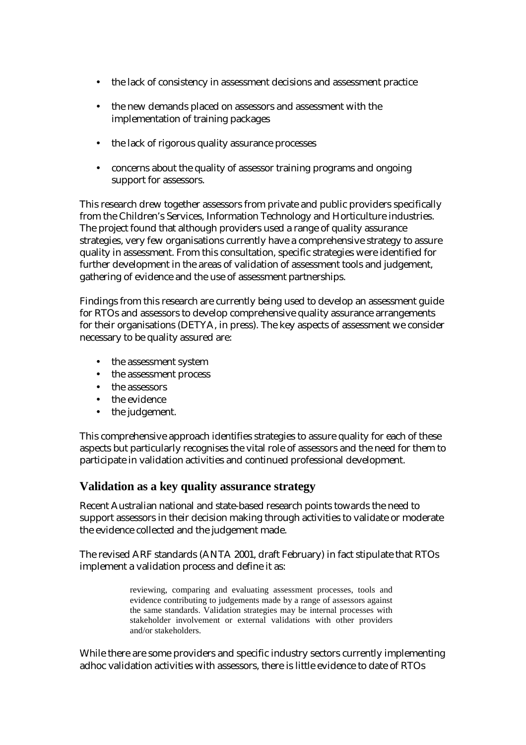- the lack of consistency in assessment decisions and assessment practice
- the new demands placed on assessors and assessment with the implementation of training packages
- the lack of rigorous quality assurance processes
- concerns about the quality of assessor training programs and ongoing support for assessors.

This research drew together assessors from private and public providers specifically from the Children's Services, Information Technology and Horticulture industries. The project found that although providers used a range of quality assurance strategies, very few organisations currently have a comprehensive strategy to assure quality in assessment. From this consultation, specific strategies were identified for further development in the areas of validation of assessment tools and judgement, gathering of evidence and the use of assessment partnerships.

Findings from this research are currently being used to develop an assessment guide for RTOs and assessors to develop comprehensive quality assurance arrangements for their organisations (DETYA, in press). The key aspects of assessment we consider necessary to be quality assured are:

- the assessment system
- the assessment process
- the assessors
- the evidence
- the judgement.

This comprehensive approach identifies strategies to assure quality for each of these aspects but particularly recognises the vital role of assessors and the need for them to participate in validation activities and continued professional development.

## Validation as a key quality assurance strategy

Recent Australian national and state-based research points towards the need to support assessors in their decision making through activities to validate or moderate the evidence collected and the judgement made.

The revised ARF standards (ANTA 2001, draft February) in fact stipulate that RTOs implement a validation process and define it as:

> reviewing, comparing and evaluating assessment processes, tools and evidence contributing to judgements made by a range of assessors against the same standards. Validation strategies may be internal processes with stakeholder involvement or external validations with other providers and/or stakeholders.

While there are some providers and specific industry sectors currently implementing adhoc validation activities with assessors, there is little evidence to date of RTOs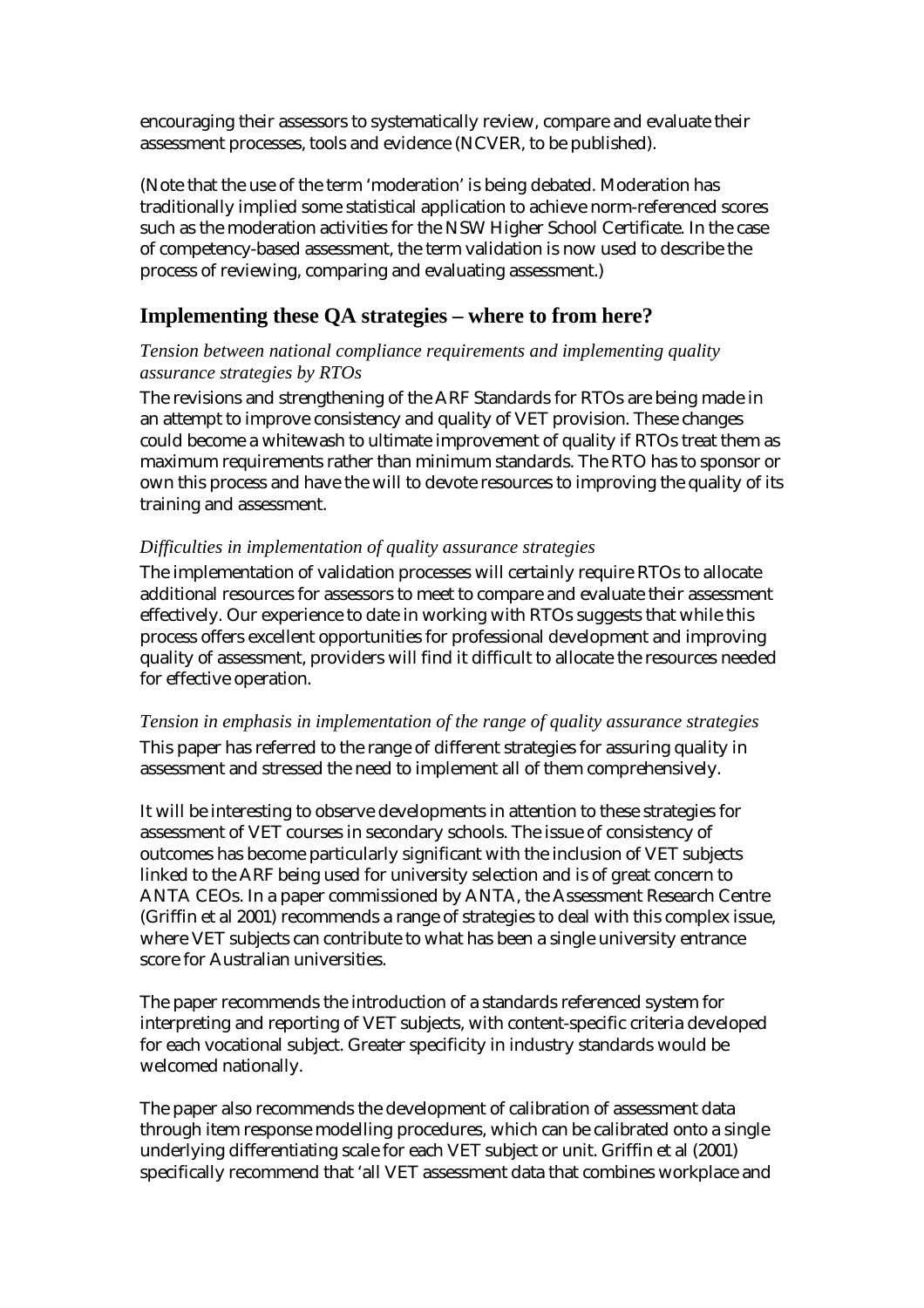encouraging their assessors to systematically review, compare and evaluate their assessment processes, tools and evidence (NCVER, to be published).

(Note that the use of the term 'moderation' is being debated. Moderation has traditionally implied some statistical application to achieve norm-referenced scores such as the moderation activities for the NSW Higher School Certificate. In the case of competency-based assessment, the term validation is now used to describe the process of reviewing, comparing and evaluating assessment.)

## Implementing these QA strategies – where to from here?

### *Tension between national compliance requirements and implementing quality assurance strategies by RTOs*

The revisions and strengthening of the ARF Standards for RTOs are being made in an attempt to improve consistency and quality of VET provision. These changes could become a whitewash to ultimate improvement of quality if RTOs treat them as maximum requirements rather than minimum standards. The RTO has to sponsor or own this process and have the will to devote resources to improving the quality of its training and assessment.

### *Difficulties in implementation of quality assurance strategies*

The implementation of validation processes will certainly require RTOs to allocate additional resources for assessors to meet to compare and evaluate their assessment effectively. Our experience to date in working with RTOs suggests that while this process offers excellent opportunities for professional development and improving quality of assessment, providers will find it difficult to allocate the resources needed for effective operation.

### *Tension in emphasis in implementation of the range of quality assurance strategies*

This paper has referred to the range of different strategies for assuring quality in assessment and stressed the need to implement all of them comprehensively.

It will be interesting to observe developments in attention to these strategies for assessment of VET courses in secondary schools. The issue of consistency of outcomes has become particularly significant with the inclusion of VET subjects linked to the ARF being used for university selection and is of great concern to ANTA CEOs. In a paper commissioned by ANTA, the Assessment Research Centre (Griffin et al 2001) recommends a range of strategies to deal with this complex issue, where VET subjects can contribute to what has been a single university entrance score for Australian universities.

The paper recommends the introduction of a standards referenced system for interpreting and reporting of VET subjects, with content-specific criteria developed for each vocational subject. Greater specificity in industry standards would be welcomed nationally.

The paper also recommends the development of calibration of assessment data through item response modelling procedures, which can be calibrated onto a single underlying differentiating scale for each VET subject or unit. Griffin et al (2001) specifically recommend that 'all VET assessment data that combines workplace and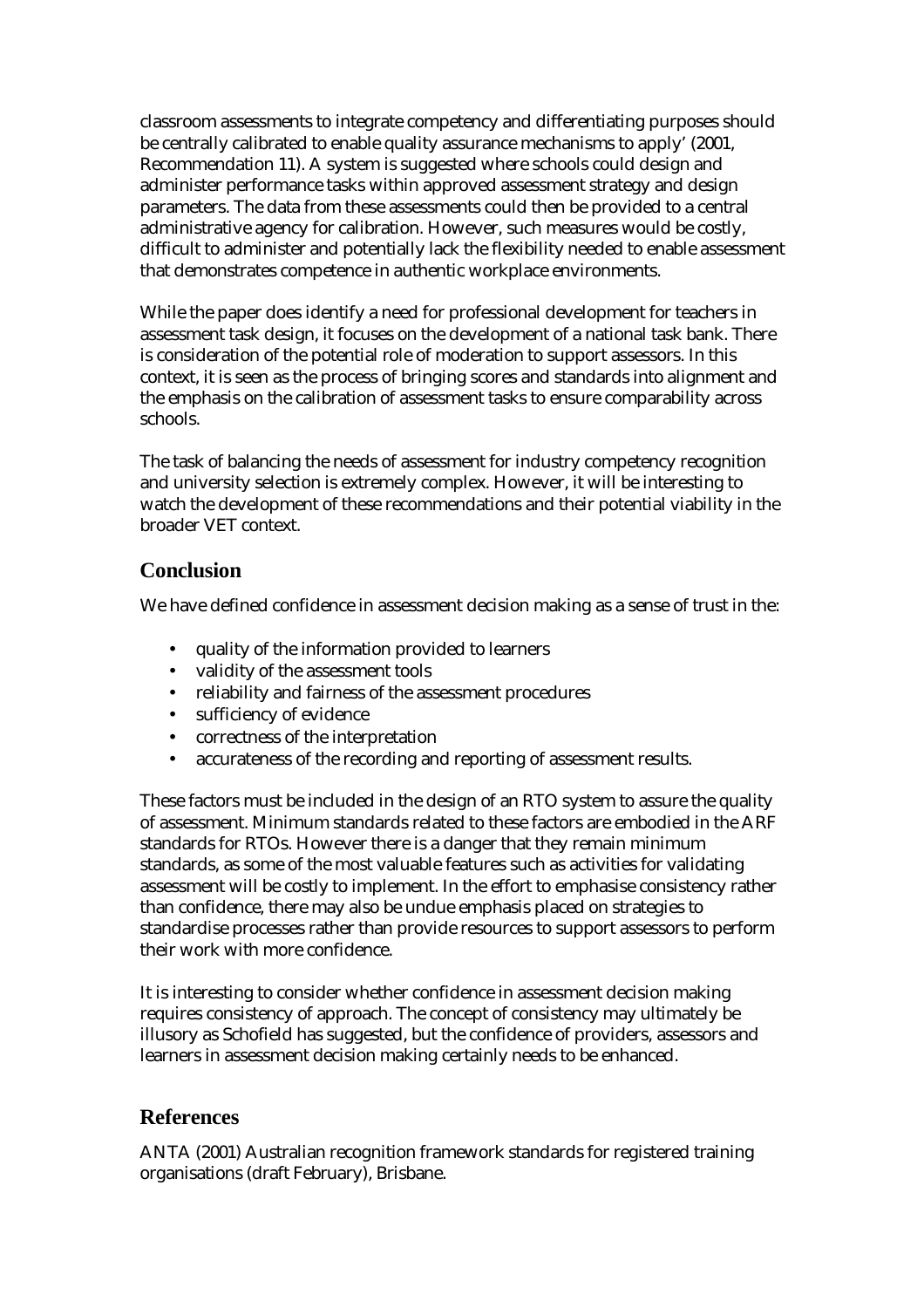classroom assessments to integrate competency and differentiating purposes should be centrally calibrated to enable quality assurance mechanisms to apply' (2001, Recommendation 11). A system is suggested where schools could design and administer performance tasks within approved assessment strategy and design parameters. The data from these assessments could then be provided to a central administrative agency for calibration. However, such measures would be costly, difficult to administer and potentially lack the flexibility needed to enable assessment that demonstrates competence in authentic workplace environments.

While the paper does identify a need for professional development for teachers in assessment task design, it focuses on the development of a national task bank. There is consideration of the potential role of moderation to support assessors. In this context, it is seen as the process of bringing scores and standards into alignment and the emphasis on the calibration of assessment tasks to ensure comparability across schools.

The task of balancing the needs of assessment for industry competency recognition and university selection is extremely complex. However, it will be interesting to watch the development of these recommendations and their potential viability in the broader VET context.

## Conclusion

We have defined confidence in assessment decision making as a sense of trust in the:

- quality of the information provided to learners
- validity of the assessment tools
- reliability and fairness of the assessment procedures
- sufficiency of evidence
- correctness of the interpretation
- accurateness of the recording and reporting of assessment results.

These factors must be included in the design of an RTO system to assure the quality of assessment. Minimum standards related to these factors are embodied in the ARF standards for RTOs. However there is a danger that they remain minimum standards, as some of the most valuable features such as activities for validating assessment will be costly to implement. In the effort to emphasise consistency rather than confidence, there may also be undue emphasis placed on strategies to standardise processes rather than provide resources to support assessors to perform their work with more confidence.

It is interesting to consider whether confidence in assessment decision making requires consistency of approach. The concept of consistency may ultimately be illusory as Schofield has suggested, but the confidence of providers, assessors and learners in assessment decision making certainly needs to be enhanced.

## References

ANTA (2001) Australian recognition framework standards for registered training organisations (draft February), Brisbane.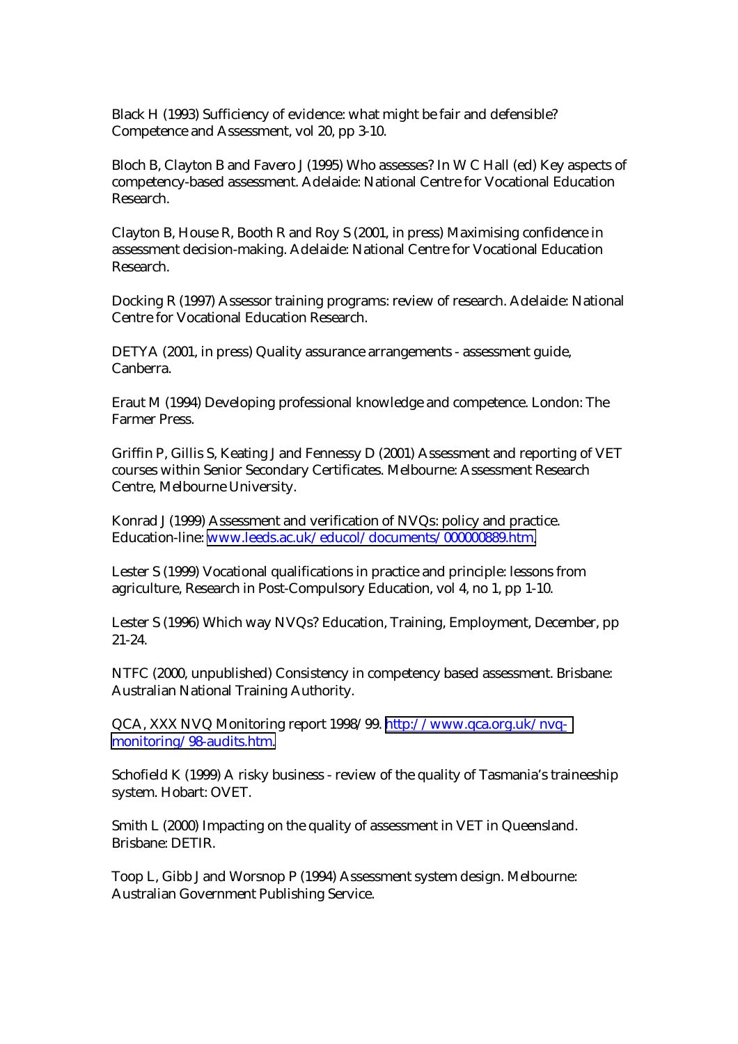Black H (1993) Sufficiency of evidence: what might be fair and defensible? Competence and Assessment, vol 20, pp 3-10.

Bloch B, Clayton B and Favero J (1995) Who assesses? In W C Hall (ed) Key aspects of competency-based assessment. Adelaide: National Centre for Vocational Education Research.

Clayton B, House R, Booth R and Roy S (2001, in press) Maximising confidence in assessment decision-making. Adelaide: National Centre for Vocational Education Research.

Docking R (1997) Assessor training programs: review of research. Adelaide: National Centre for Vocational Education Research.

DETYA (2001, in press) Quality assurance arrangements - assessment guide, Canberra.

Eraut M (1994) Developing professional knowledge and competence. London: The Farmer Press.

Griffin P, Gillis S, Keating J and Fennessy D (2001) Assessment and reporting of VET courses within Senior Secondary Certificates. Melbourne: Assessment Research Centre, Melbourne University.

Konrad J (1999) Assessment and verification of NVQs: policy and practice. Education-line: [www.leeds.ac.uk/educol/documents/000000889.htm](www.leeds.ac.uk/educol/documents/000000889.htm).

Lester S (1999) Vocational qualifications in practice and principle: lessons from agriculture, Research in Post-Compulsory Education, vol 4, no 1, pp 1-10.

Lester S (1996) Which way NVQs? Education, Training, Employment, December, pp 21-24.

NTFC (2000, unpublished) Consistency in competency based assessment. Brisbane: Australian National Training Authority.

QCA, XXX NVQ Monitoring report 1998/99. [http://www.qca.org.uk/nvq-monitoring/98-audits.htm](http://www.qca.org.uk/nvq-monitoring/98-audits.htm).

Schofield K (1999) A risky business - review of the quality of Tasmania's traineeship system. Hobart: OVET.

Smith L (2000) Impacting on the quality of assessment in VET in Queensland. Brisbane: DETIR.

Toop L, Gibb J and Worsnop P (1994) Assessment system design. Melbourne: Australian Government Publishing Service.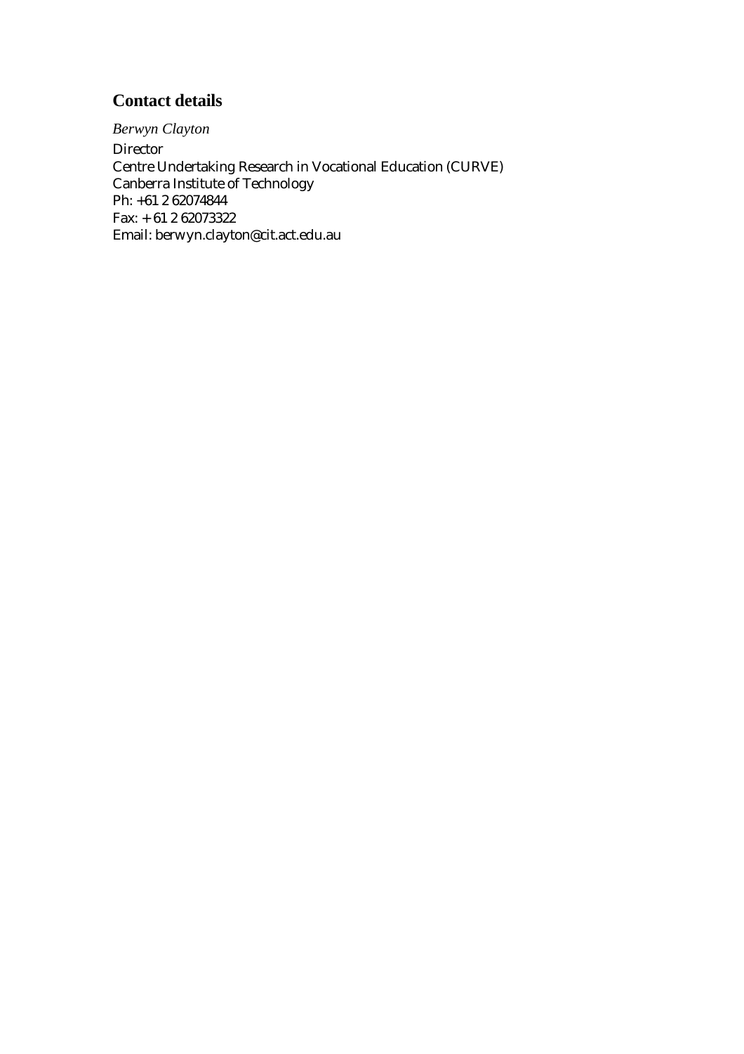## Contact details

*Berwyn Clayton*

Director  
Centre Undertaking Research in Vocational Education (CURVE)  
Canberra Institute of Technology  
Ph: +61 2 62074844  
Fax: + 61 2 62073322  
Email: berwyn.clayton@cit.act.edu.au